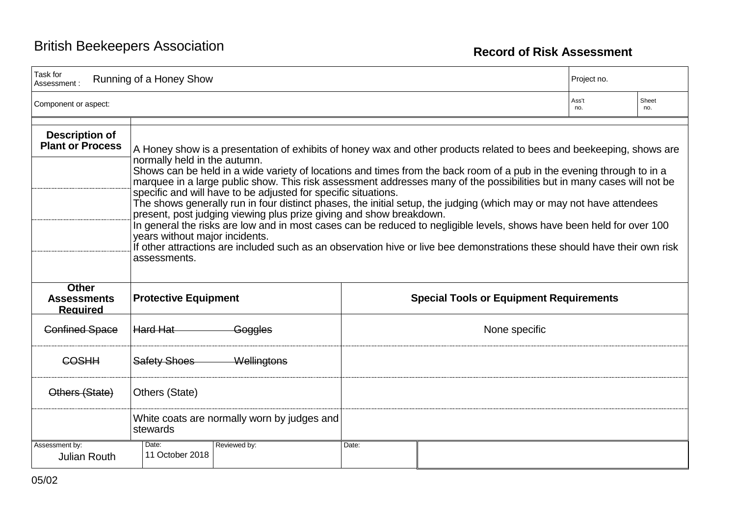British Beekeepers Association

**Record of Risk Assessment**

| Task for Assessment : Running of a Honey Show | Project no. | |
|---|---|---|
| Component or aspect: | Ass't no. | Sheet no. |

| **Description of Plant or Process** | A Honey show is a presentation of exhibits of honey wax and other products related to bees and beekeeping, shows are normally held in the autumn.<br>Shows can be held in a wide variety of locations and times from the back room of a pub in the evening through to in a marquee in a large public show. This risk assessment addresses many of the possibilities but in many cases will not be specific and will have to be adjusted for specific situations.<br>The shows generally run in four distinct phases, the initial setup, the judging (which may or may not have attendees present, post judging viewing plus prize giving and show breakdown.<br>In general the risks are low and in most cases can be reduced to negligible levels, shows have been held for over 100 years without major incidents.<br>If other attractions are included such as an observation hive or live bee demonstrations these should have their own risk assessments. |
|---|---|

| **Other Assessments Required** | **Protective Equipment** | **Special Tools or Equipment Requirements** |
|---|---|---|
| ~~Confined Space~~ | ~~Hard Hat~~ ~~Goggles~~ | None specific |
| ~~COSHH~~ | ~~Safety Shoes~~ ~~Wellingtons~~ | |
| ~~Others (State)~~ | Others (State) | |
| | White coats are normally worn by judges and stewards | |

| Assessment by: | Date: | Reviewed by: | Date: | |
|---|---|---|---|---|
| Julian Routh | 11 October 2018 | | | |

05/02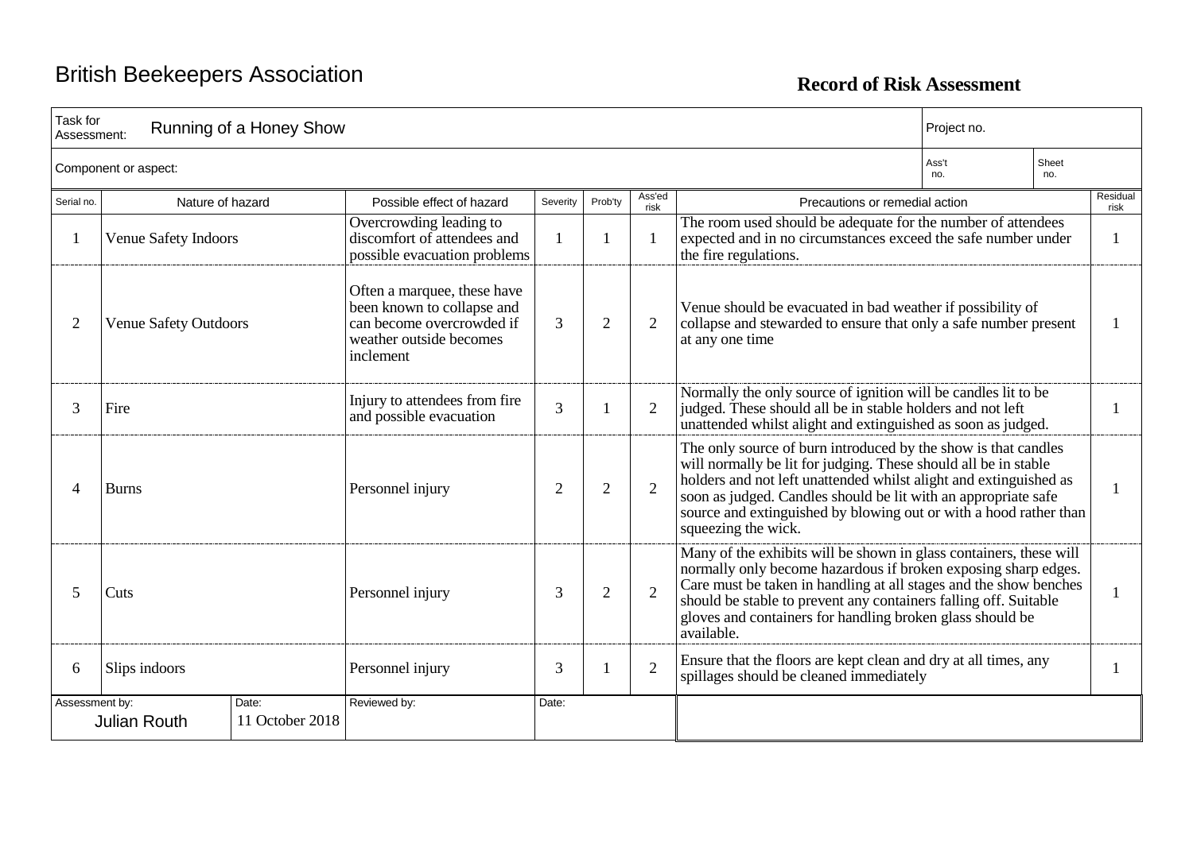British Beekeepers Association

**Record of Risk Assessment**

| Task for Assessment: Running of a Honey Show | | | | | | Project no. | |
|---|---|---|---|---|---|---|---|
| Component or aspect: | | | | | | Ass't no. | Sheet no. |

| Serial no. | Nature of hazard | Possible effect of hazard | Severity | Prob'ty | Ass'ed risk | Precautions or remedial action | Residual risk |
|---|---|---|---|---|---|---|---|
| 1 | Venue Safety Indoors | Overcrowding leading to discomfort of attendees and possible evacuation problems | 1 | 1 | 1 | The room used should be adequate for the number of attendees expected and in no circumstances exceed the safe number under the fire regulations. | 1 |
| 2 | Venue Safety Outdoors | Often a marquee, these have been known to collapse and can become overcrowded if weather outside becomes inclement | 3 | 2 | 2 | Venue should be evacuated in bad weather if possibility of collapse and stewarded to ensure that only a safe number present at any one time | 1 |
| 3 | Fire | Injury to attendees from fire and possible evacuation | 3 | 1 | 2 | Normally the only source of ignition will be candles lit to be judged. These should all be in stable holders and not left unattended whilst alight and extinguished as soon as judged. | 1 |
| 4 | Burns | Personnel injury | 2 | 2 | 2 | The only source of burn introduced by the show is that candles will normally be lit for judging. These should all be in stable holders and not left unattended whilst alight and extinguished as soon as judged. Candles should be lit with an appropriate safe source and extinguished by blowing out or with a hood rather than squeezing the wick. | 1 |
| 5 | Cuts | Personnel injury | 3 | 2 | 2 | Many of the exhibits will be shown in glass containers, these will normally only become hazardous if broken exposing sharp edges. Care must be taken in handling at all stages and the show benches should be stable to prevent any containers falling off. Suitable gloves and containers for handling broken glass should be available. | 1 |
| 6 | Slips indoors | Personnel injury | 3 | 1 | 2 | Ensure that the floors are kept clean and dry at all times, any spillages should be cleaned immediately | 1 |

| Assessment by: | Date: | Reviewed by: | Date: | |
|---|---|---|---|---|
| Julian Routh | 11 October 2018 | | | |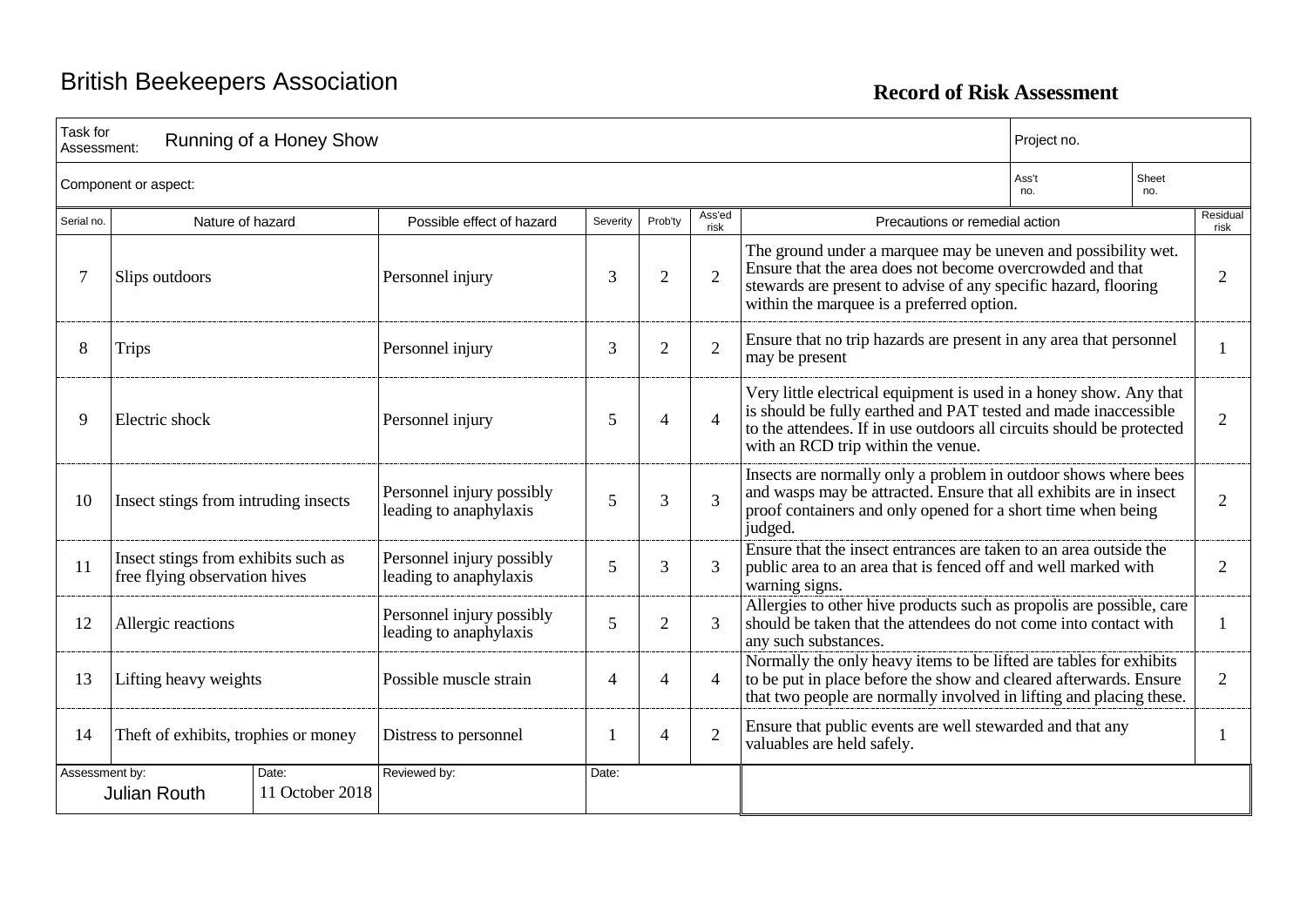# British Beekeepers Association

## Record of Risk Assessment

| Task for Assessment: | Running of a Honey Show | Project no. | |
|---|---|---|---|
| Component or aspect: | | Ass't no. | Sheet no. |

| Serial no. | Nature of hazard | Possible effect of hazard | Severity | Prob'ty | Ass'ed risk | Precautions or remedial action | Residual risk |
|---|---|---|---|---|---|---|---|
| 7 | Slips outdoors | Personnel injury | 3 | 2 | 2 | The ground under a marquee may be uneven and possibility wet. Ensure that the area does not become overcrowded and that stewards are present to advise of any specific hazard, flooring within the marquee is a preferred option. | 2 |
| 8 | Trips | Personnel injury | 3 | 2 | 2 | Ensure that no trip hazards are present in any area that personnel may be present | 1 |
| 9 | Electric shock | Personnel injury | 5 | 4 | 4 | Very little electrical equipment is used in a honey show. Any that is should be fully earthed and PAT tested and made inaccessible to the attendees. If in use outdoors all circuits should be protected with an RCD trip within the venue. | 2 |
| 10 | Insect stings from intruding insects | Personnel injury possibly leading to anaphylaxis | 5 | 3 | 3 | Insects are normally only a problem in outdoor shows where bees and wasps may be attracted. Ensure that all exhibits are in insect proof containers and only opened for a short time when being judged. | 2 |
| 11 | Insect stings from exhibits such as free flying observation hives | Personnel injury possibly leading to anaphylaxis | 5 | 3 | 3 | Ensure that the insect entrances are taken to an area outside the public area to an area that is fenced off and well marked with warning signs. | 2 |
| 12 | Allergic reactions | Personnel injury possibly leading to anaphylaxis | 5 | 2 | 3 | Allergies to other hive products such as propolis are possible, care should be taken that the attendees do not come into contact with any such substances. | 1 |
| 13 | Lifting heavy weights | Possible muscle strain | 4 | 4 | 4 | Normally the only heavy items to be lifted are tables for exhibits to be put in place before the show and cleared afterwards. Ensure that two people are normally involved in lifting and placing these. | 2 |
| 14 | Theft of exhibits, trophies or money | Distress to personnel | 1 | 4 | 2 | Ensure that public events are well stewarded and that any valuables are held safely. | 1 |

| Assessment by: | Date: | Reviewed by: | Date: |
|---|---|---|---|
| Julian Routh | 11 October 2018 | | |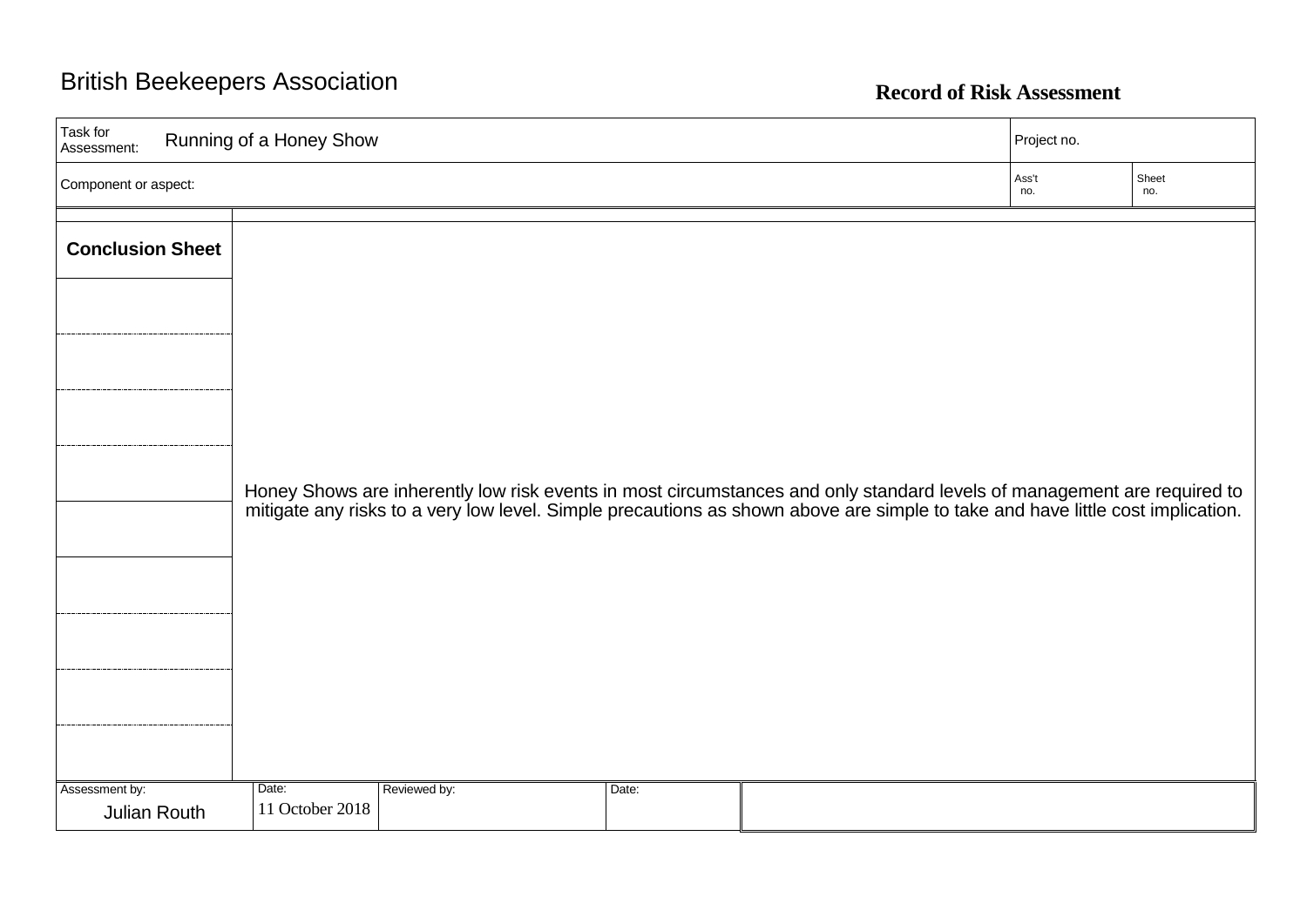British Beekeepers Association

**Record of Risk Assessment**

| Task for Assessment: Running of a Honey Show | | | | Project no. | |
|---|---|---|---|---|---|
| Component or aspect: | | | | Ass't no. | Sheet no. |

| **Conclusion Sheet** | Honey Shows are inherently low risk events in most circumstances and only standard levels of management are required to mitigate any risks to a very low level. Simple precautions as shown above are simple to take and have little cost implication. |
|---|---|

| Assessment by: | Date: | Reviewed by: | Date: | |
|---|---|---|---|---|
| Julian Routh | 11 October 2018 | | | |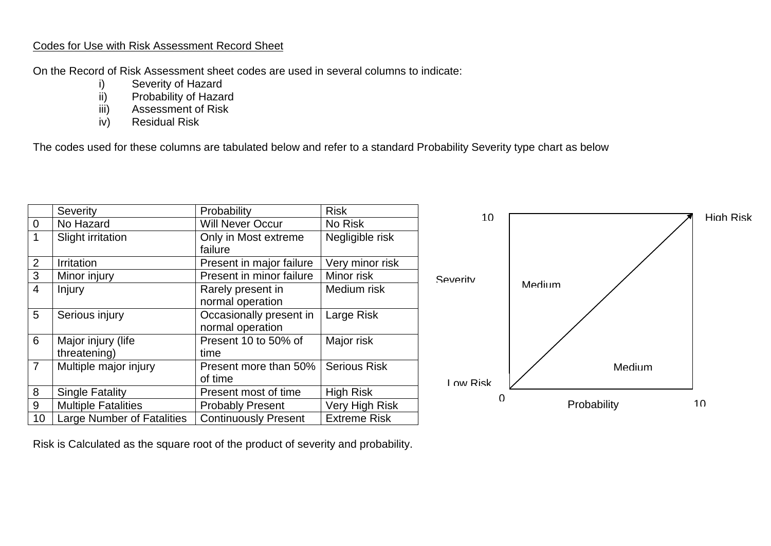Codes for Use with Risk Assessment Record Sheet

On the Record of Risk Assessment sheet codes are used in several columns to indicate:

i) Severity of Hazard
ii) Probability of Hazard
iii) Assessment of Risk
iv) Residual Risk

The codes used for these columns are tabulated below and refer to a standard Probability Severity type chart as below

| | Severity | Probability | Risk |
|---|---|---|---|
| 0 | No Hazard | Will Never Occur | No Risk |
| 1 | Slight irritation | Only in Most extreme failure | Negligible risk |
| 2 | Irritation | Present in major failure | Very minor risk |
| 3 | Minor injury | Present in minor failure | Minor risk |
| 4 | Injury | Rarely present in normal operation | Medium risk |
| 5 | Serious injury | Occasionally present in normal operation | Large Risk |
| 6 | Major injury (life threatening) | Present 10 to 50% of time | Major risk |
| 7 | Multiple major injury | Present more than 50% of time | Serious Risk |
| 8 | Single Fatality | Present most of time | High Risk |
| 9 | Multiple Fatalities | Probably Present | Very High Risk |
| 10 | Large Number of Fatalities | Continuously Present | Extreme Risk |

10

High Risk

Severity

Medium

Medium

Low Risk

0

Probability

10

Risk is Calculated as the square root of the product of severity and probability.